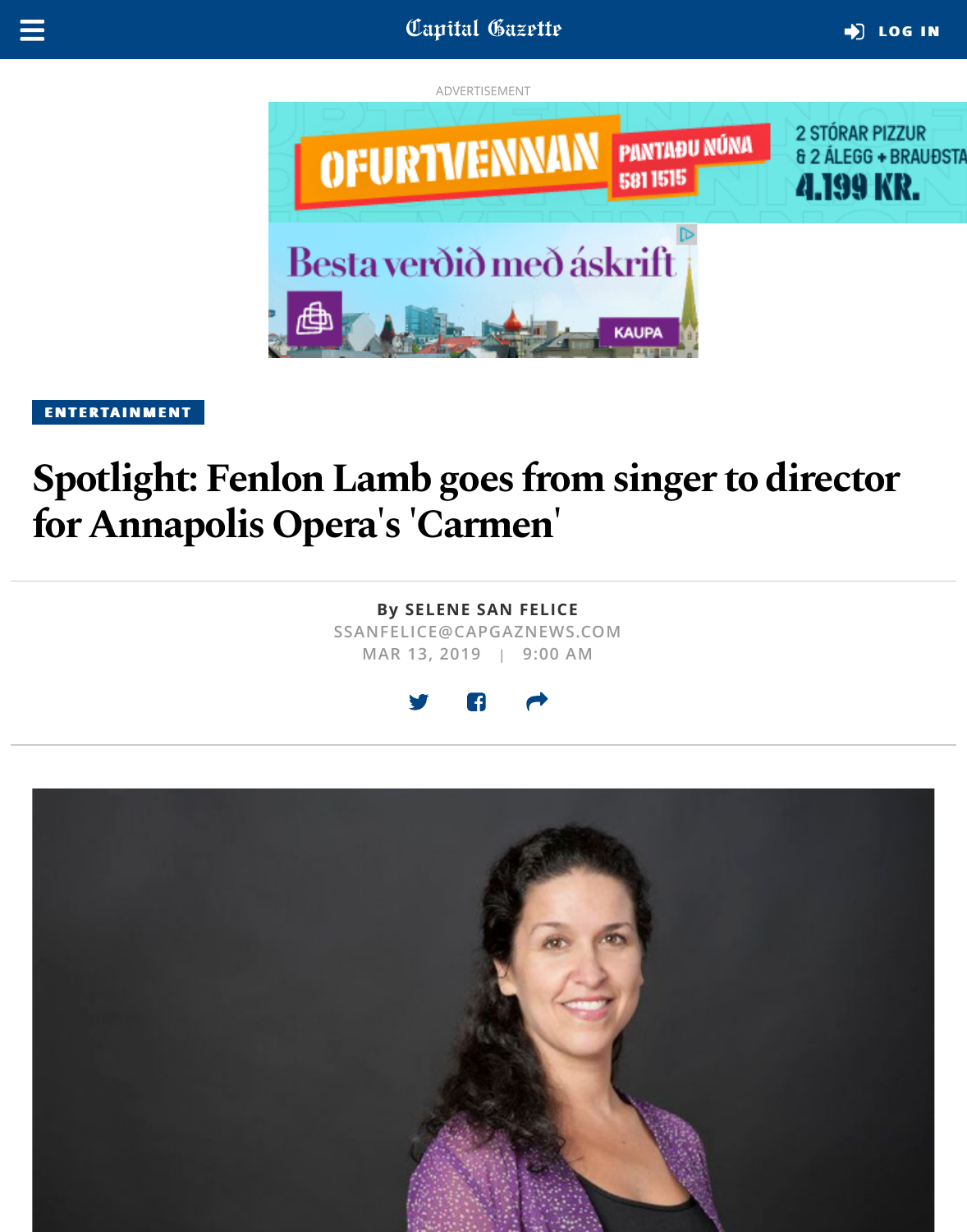ENTERTAINMENT

# Spotlight: Fenlon Lamb goes from singer to director for Annapolis Opera's 'Carmen'

By SELENE SAN FELICE

SSANFELICE@CAPGAZNEWS.COM

MAR 13, 2019 | 9:00 AM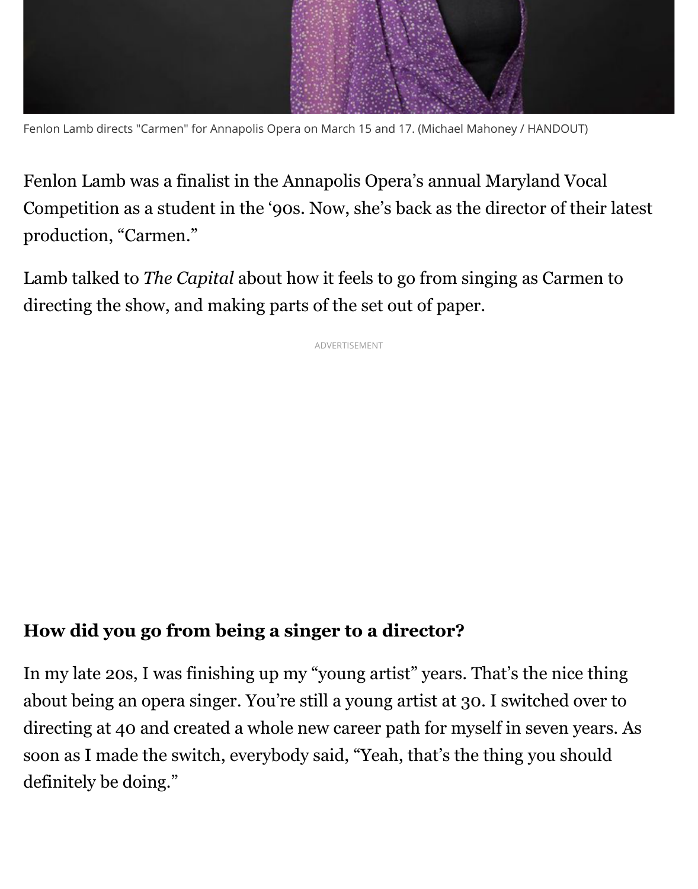Fenlon Lamb directs "Carmen" for Annapolis Opera on March 15 and 17. (Michael Mahoney / HANDOUT)

Fenlon Lamb was a finalist in the Annapolis Opera's annual Maryland Vocal Competition as a student in the '90s. Now, she's back as the director of their latest production, "Carmen."

Lamb talked to *The Capital* about how it feels to go from singing as Carmen to directing the show, and making parts of the set out of paper.

ADVERTISEMENT

**How did you go from being a singer to a director?**

In my late 20s, I was finishing up my "young artist" years. That's the nice thing about being an opera singer. You're still a young artist at 30. I switched over to directing at 40 and created a whole new career path for myself in seven years. As soon as I made the switch, everybody said, "Yeah, that's the thing you should definitely be doing."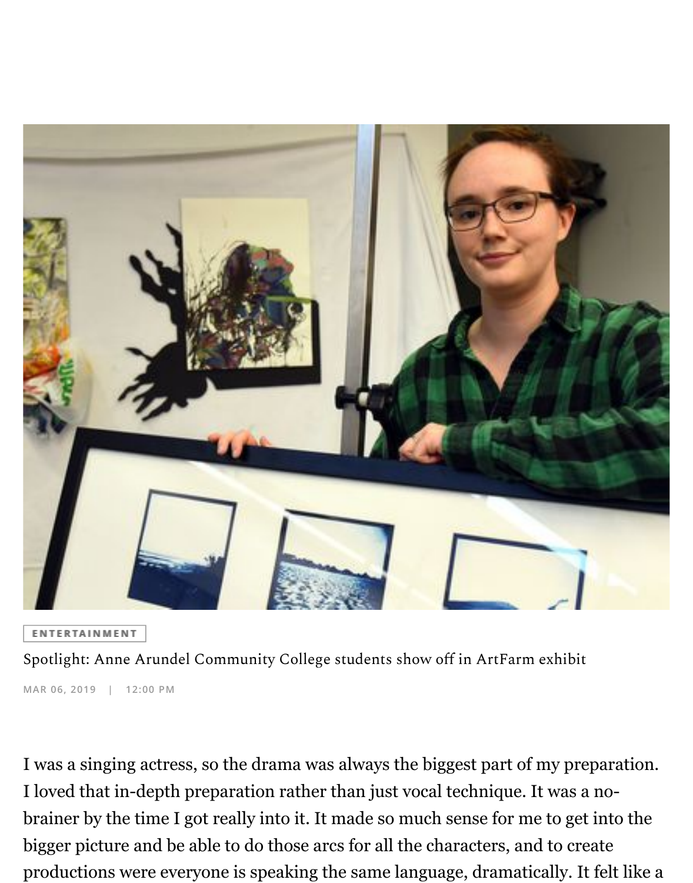ENTERTAINMENT

Spotlight: Anne Arundel Community College students show off in ArtFarm exhibit

MAR 06, 2019 | 12:00 PM

I was a singing actress, so the drama was always the biggest part of my preparation. I loved that in-depth preparation rather than just vocal technique. It was a no-brainer by the time I got really into it. It made so much sense for me to get into the bigger picture and be able to do those arcs for all the characters, and to create productions were everyone is speaking the same language, dramatically. It felt like a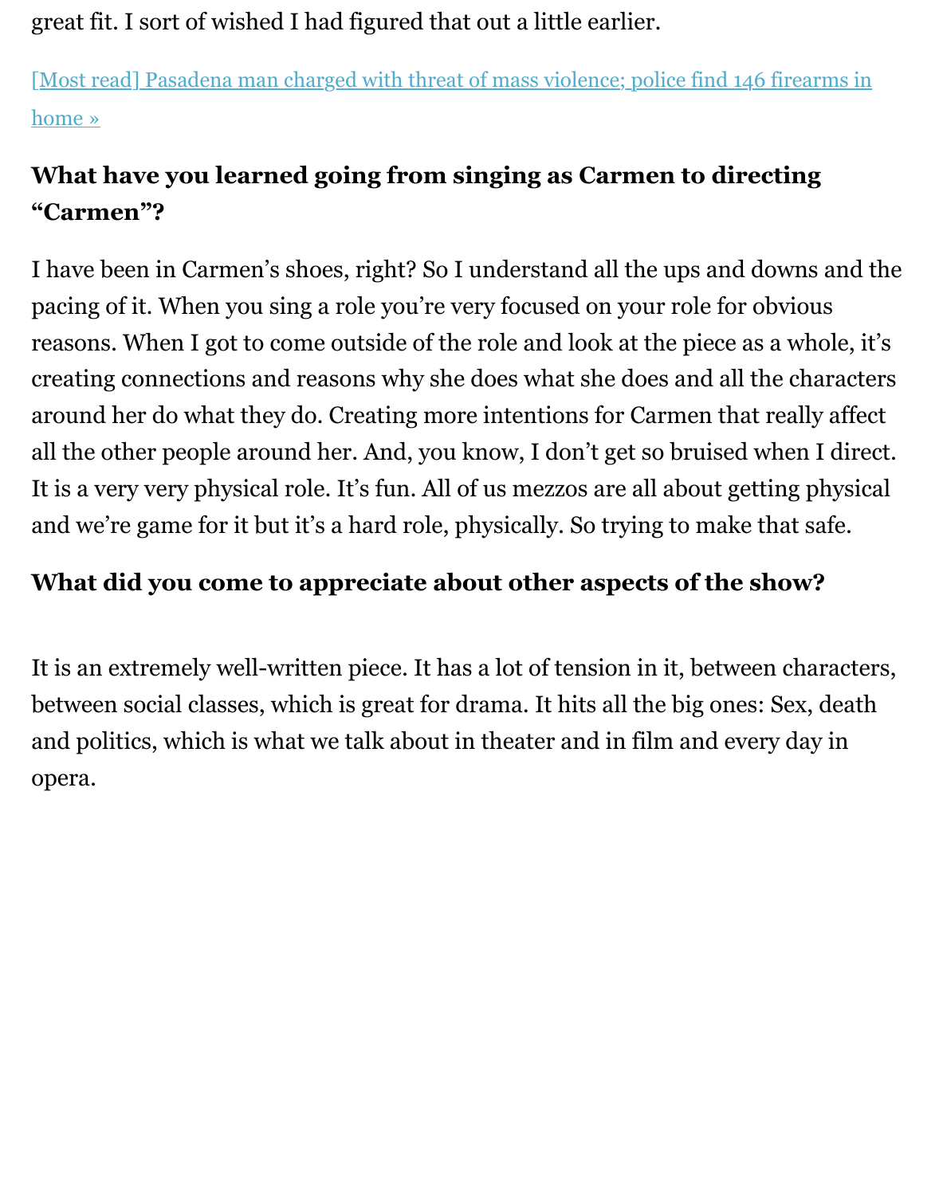great fit. I sort of wished I had figured that out a little earlier.

[Most read] Pasadena man charged with threat of mass violence; police find 146 firearms in home »

**What have you learned going from singing as Carmen to directing "Carmen"?**

I have been in Carmen's shoes, right? So I understand all the ups and downs and the pacing of it. When you sing a role you're very focused on your role for obvious reasons. When I got to come outside of the role and look at the piece as a whole, it's creating connections and reasons why she does what she does and all the characters around her do what they do. Creating more intentions for Carmen that really affect all the other people around her. And, you know, I don't get so bruised when I direct. It is a very very physical role. It's fun. All of us mezzos are all about getting physical and we're game for it but it's a hard role, physically. So trying to make that safe.

**What did you come to appreciate about other aspects of the show?**

It is an extremely well-written piece. It has a lot of tension in it, between characters, between social classes, which is great for drama. It hits all the big ones: Sex, death and politics, which is what we talk about in theater and in film and every day in opera.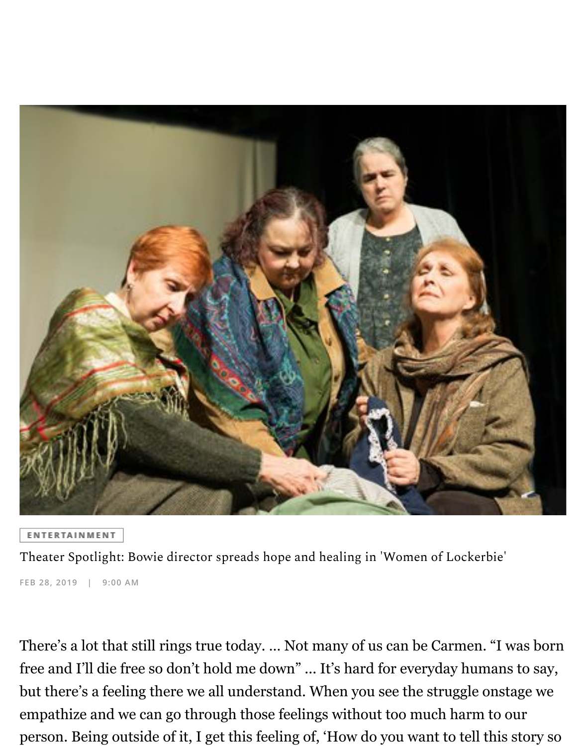ENTERTAINMENT

Theater Spotlight: Bowie director spreads hope and healing in 'Women of Lockerbie'

FEB 28, 2019 | 9:00 AM

There's a lot that still rings true today. … Not many of us can be Carmen. "I was born free and I'll die free so don't hold me down" … It's hard for everyday humans to say, but there's a feeling there we all understand. When you see the struggle onstage we empathize and we can go through those feelings without too much harm to our person. Being outside of it, I get this feeling of, 'How do you want to tell this story so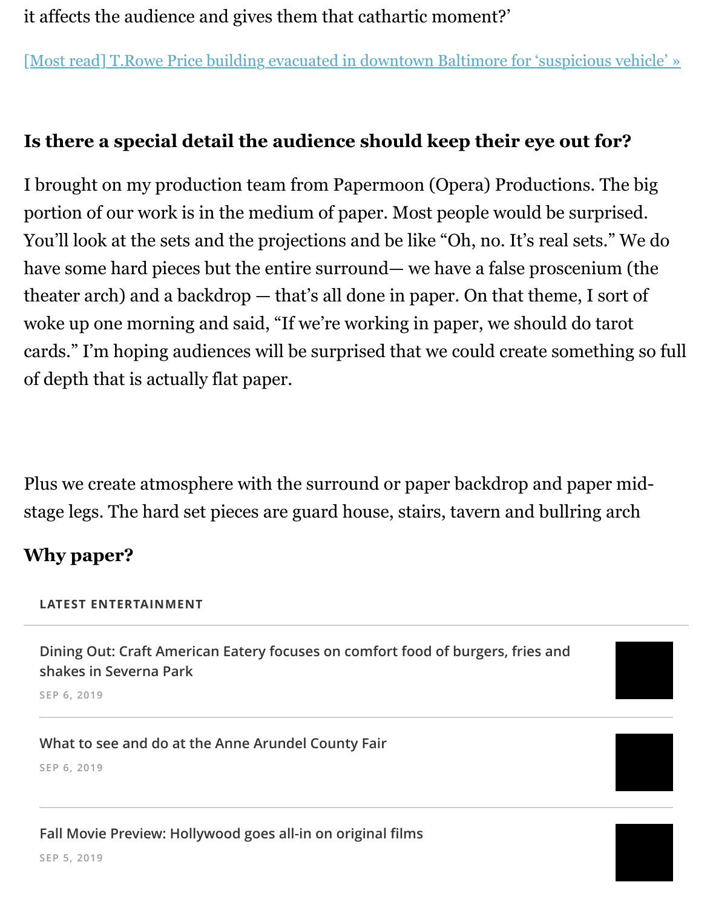it affects the audience and gives them that cathartic moment?'

[Most read] T.Rowe Price building evacuated in downtown Baltimore for 'suspicious vehicle' »

**Is there a special detail the audience should keep their eye out for?**

I brought on my production team from Papermoon (Opera) Productions. The big portion of our work is in the medium of paper. Most people would be surprised. You'll look at the sets and the projections and be like "Oh, no. It's real sets." We do have some hard pieces but the entire surround— we have a false proscenium (the theater arch) and a backdrop — that's all done in paper. On that theme, I sort of woke up one morning and said, "If we're working in paper, we should do tarot cards." I'm hoping audiences will be surprised that we could create something so full of depth that is actually flat paper.

Plus we create atmosphere with the surround or paper backdrop and paper mid-stage legs. The hard set pieces are guard house, stairs, tavern and bullring arch

**Why paper?**

LATEST ENTERTAINMENT

Dining Out: Craft American Eatery focuses on comfort food of burgers, fries and shakes in Severna Park

SEP 6, 2019

What to see and do at the Anne Arundel County Fair

SEP 6, 2019

Fall Movie Preview: Hollywood goes all-in on original films

SEP 5, 2019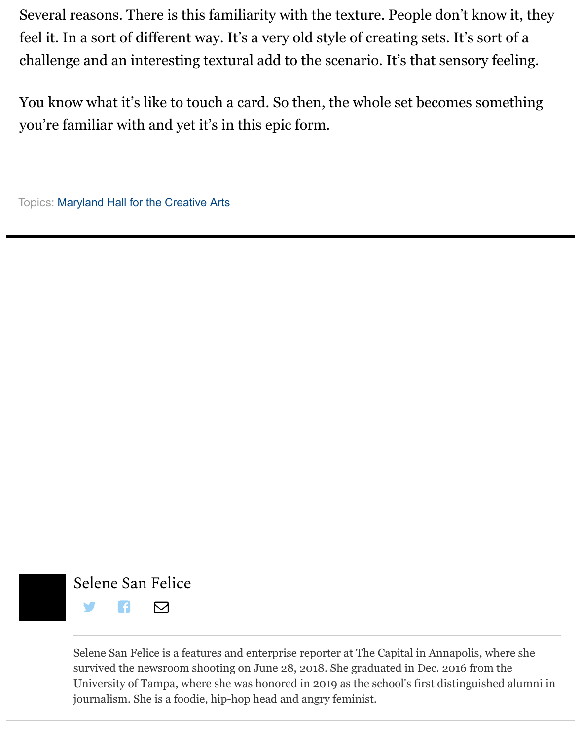Several reasons. There is this familiarity with the texture. People don't know it, they feel it. In a sort of different way. It's a very old style of creating sets. It's sort of a challenge and an interesting textural add to the scenario. It's that sensory feeling.

You know what it's like to touch a card. So then, the whole set becomes something you're familiar with and yet it's in this epic form.

Topics: Maryland Hall for the Creative Arts

---

Selene San Felice

Selene San Felice is a features and enterprise reporter at The Capital in Annapolis, where she survived the newsroom shooting on June 28, 2018. She graduated in Dec. 2016 from the University of Tampa, where she was honored in 2019 as the school's first distinguished alumni in journalism. She is a foodie, hip-hop head and angry feminist.